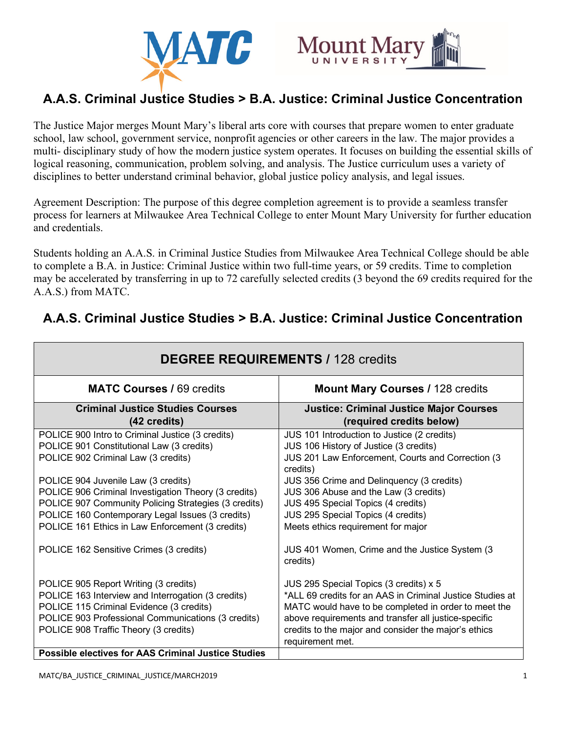## A.A.S. Criminal Justice Studies > B.A. Justice: Criminal Justice Concentration

The Justice Major merges Mount Mary's liberal arts core with courses that prepare women to enter graduate school, law school, government service, nonprofit agencies or other careers in the law. The major provides a multi- disciplinary study of how the modern justice system operates. It focuses on building the essential skills of logical reasoning, communication, problem solving, and analysis. The Justice curriculum uses a variety of disciplines to better understand criminal behavior, global justice policy analysis, and legal issues.

Agreement Description: The purpose of this degree completion agreement is to provide a seamless transfer process for learners at Milwaukee Area Technical College to enter Mount Mary University for further education and credentials.

Students holding an A.A.S. in Criminal Justice Studies from Milwaukee Area Technical College should be able to complete a B.A. in Justice: Criminal Justice within two full-time years, or 59 credits. Time to completion may be accelerated by transferring in up to 72 carefully selected credits (3 beyond the 69 credits required for the A.A.S.) from MATC.

## A.A.S. Criminal Justice Studies > B.A. Justice: Criminal Justice Concentration

| **DEGREE REQUIREMENTS** / 128 credits | |
|---|---|
| **MATC Courses** / 69 credits | **Mount Mary Courses** / 128 credits |
| **Criminal Justice Studies Courses (42 credits)** | **Justice: Criminal Justice Major Courses (required credits below)** |
| POLICE 900 Intro to Criminal Justice (3 credits)<br>POLICE 901 Constitutional Law (3 credits)<br>POLICE 902 Criminal Law (3 credits)<br>POLICE 904 Juvenile Law (3 credits)<br>POLICE 906 Criminal Investigation Theory (3 credits)<br>POLICE 907 Community Policing Strategies (3 credits)<br>POLICE 160 Contemporary Legal Issues (3 credits)<br>POLICE 161 Ethics in Law Enforcement (3 credits) | JUS 101 Introduction to Justice (2 credits)<br>JUS 106 History of Justice (3 credits)<br>JUS 201 Law Enforcement, Courts and Correction (3 credits)<br>JUS 356 Crime and Delinquency (3 credits)<br>JUS 306 Abuse and the Law (3 credits)<br>JUS 495 Special Topics (4 credits)<br>JUS 295 Special Topics (4 credits)<br>Meets ethics requirement for major |
| POLICE 162 Sensitive Crimes (3 credits) | JUS 401 Women, Crime and the Justice System (3 credits) |
| POLICE 905 Report Writing (3 credits)<br>POLICE 163 Interview and Interrogation (3 credits)<br>POLICE 115 Criminal Evidence (3 credits)<br>POLICE 903 Professional Communications (3 credits)<br>POLICE 908 Traffic Theory (3 credits) | JUS 295 Special Topics (3 credits) x 5<br>*ALL 69 credits for an AAS in Criminal Justice Studies at MATC would have to be completed in order to meet the above requirements and transfer all justice-specific credits to the major and consider the major's ethics requirement met. |
| **Possible electives for AAS Criminal Justice Studies** | |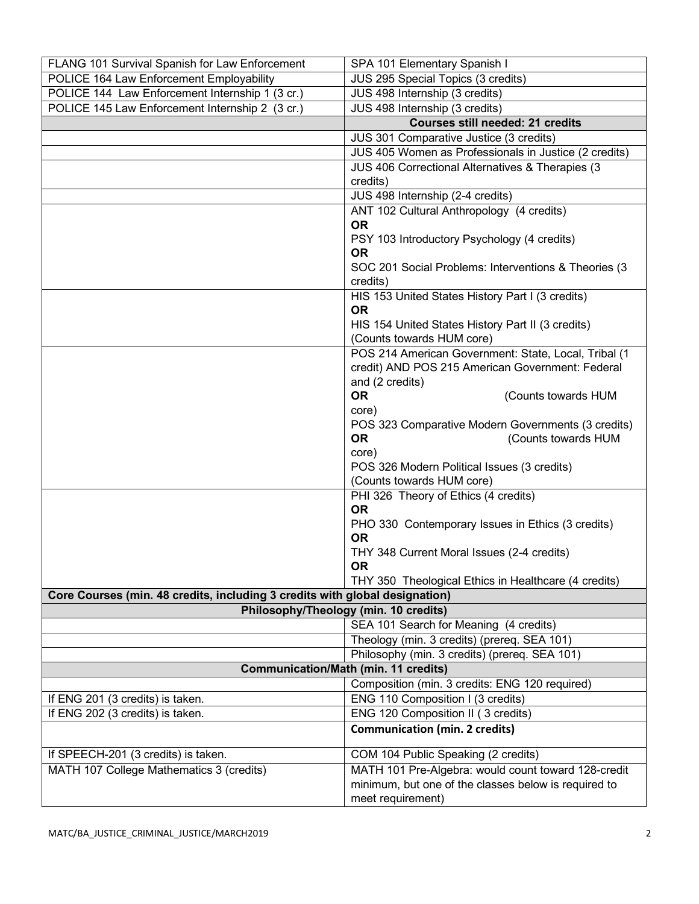| | |
|---|---|
| FLANG 101 Survival Spanish for Law Enforcement | SPA 101 Elementary Spanish I |
| POLICE 164 Law Enforcement Employability | JUS 295 Special Topics (3 credits) |
| POLICE 144 Law Enforcement Internship 1 (3 cr.) | JUS 498 Internship (3 credits) |
| POLICE 145 Law Enforcement Internship 2 (3 cr.) | JUS 498 Internship (3 credits) |
| | **Courses still needed: 21 credits** |
| | JUS 301 Comparative Justice (3 credits) |
| | JUS 405 Women as Professionals in Justice (2 credits) |
| | JUS 406 Correctional Alternatives & Therapies (3 credits) |
| | JUS 498 Internship (2-4 credits) |
| | ANT 102 Cultural Anthropology (4 credits) **OR** PSY 103 Introductory Psychology (4 credits) **OR** SOC 201 Social Problems: Interventions & Theories (3 credits) |
| | HIS 153 United States History Part I (3 credits) **OR** HIS 154 United States History Part II (3 credits) (Counts towards HUM core) |
| | POS 214 American Government: State, Local, Tribal (1 credit) AND POS 215 American Government: Federal and (2 credits) **OR** (Counts towards HUM core) POS 323 Comparative Modern Governments (3 credits) **OR** (Counts towards HUM core) POS 326 Modern Political Issues (3 credits) (Counts towards HUM core) |
| | PHI 326 Theory of Ethics (4 credits) **OR** PHO 330 Contemporary Issues in Ethics (3 credits) **OR** THY 348 Current Moral Issues (2-4 credits) **OR** THY 350 Theological Ethics in Healthcare (4 credits) |
| **Core Courses (min. 48 credits, including 3 credits with global designation)** | |
| **Philosophy/Theology (min. 10 credits)** | |
| | SEA 101 Search for Meaning (4 credits) |
| | Theology (min. 3 credits) (prereq. SEA 101) |
| | Philosophy (min. 3 credits) (prereq. SEA 101) |
| **Communication/Math (min. 11 credits)** | |
| | Composition (min. 3 credits: ENG 120 required) |
| If ENG 201 (3 credits) is taken. | ENG 110 Composition I (3 credits) |
| If ENG 202 (3 credits) is taken. | ENG 120 Composition II ( 3 credits) |
| | **Communication (min. 2 credits)** |
| If SPEECH-201 (3 credits) is taken. | COM 104 Public Speaking (2 credits) |
| MATH 107 College Mathematics 3 (credits) | MATH 101 Pre-Algebra: would count toward 128-credit minimum, but one of the classes below is required to meet requirement) |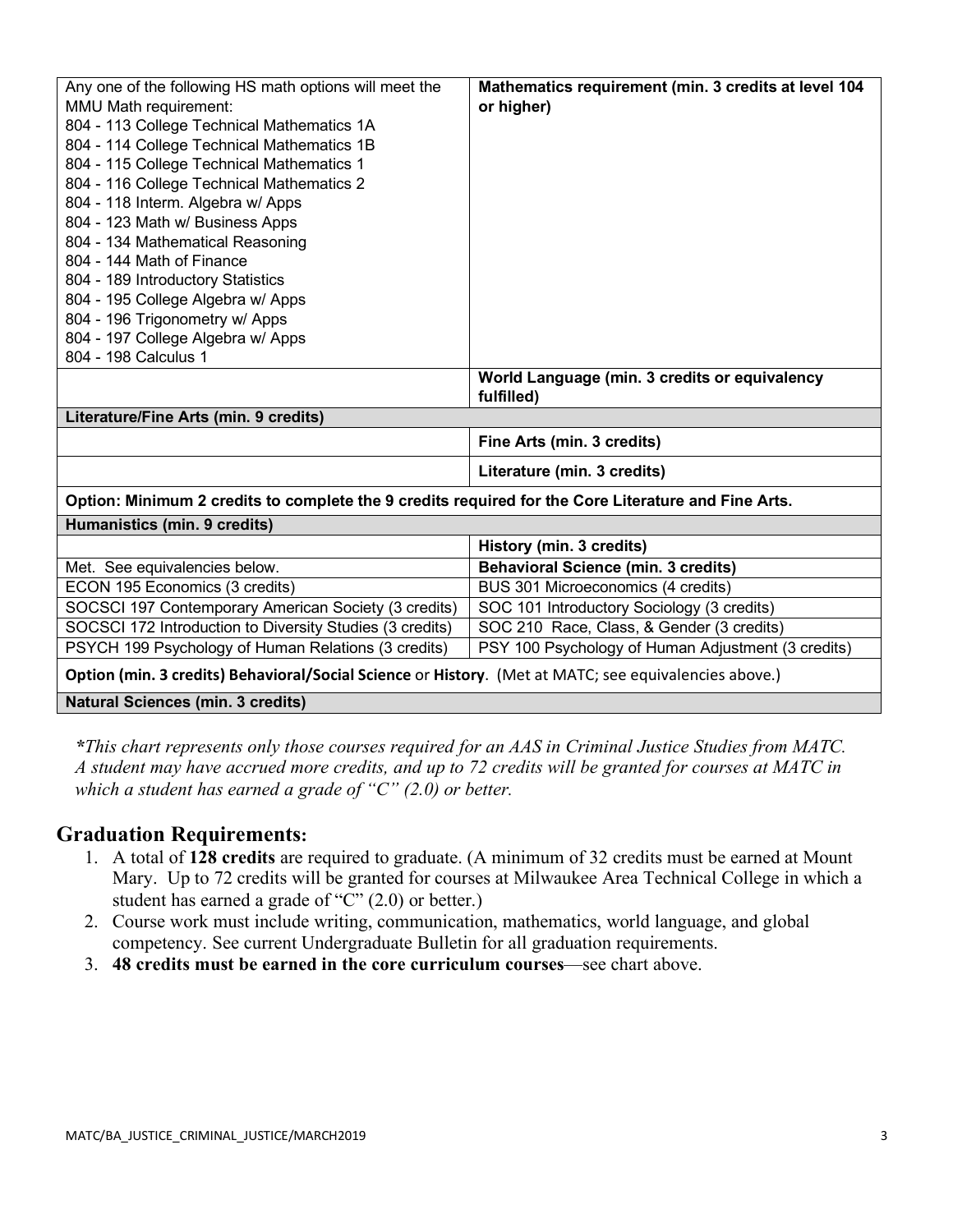| | |
|---|---|
| Any one of the following HS math options will meet the MMU Math requirement:<br>804 - 113 College Technical Mathematics 1A<br>804 - 114 College Technical Mathematics 1B<br>804 - 115 College Technical Mathematics 1<br>804 - 116 College Technical Mathematics 2<br>804 - 118 Interm. Algebra w/ Apps<br>804 - 123 Math w/ Business Apps<br>804 - 134 Mathematical Reasoning<br>804 - 144 Math of Finance<br>804 - 189 Introductory Statistics<br>804 - 195 College Algebra w/ Apps<br>804 - 196 Trigonometry w/ Apps<br>804 - 197 College Algebra w/ Apps<br>804 - 198 Calculus 1 | **Mathematics requirement (min. 3 credits at level 104 or higher)** |
| | **World Language (min. 3 credits or equivalency fulfilled)** |
| **Literature/Fine Arts (min. 9 credits)** | |
| | **Fine Arts (min. 3 credits)** |
| | **Literature (min. 3 credits)** |
| **Option: Minimum 2 credits to complete the 9 credits required for the Core Literature and Fine Arts.** | |
| **Humanistics (min. 9 credits)** | |
| | **History (min. 3 credits)** |
| Met. See equivalencies below. | **Behavioral Science (min. 3 credits)** |
| ECON 195 Economics (3 credits) | BUS 301 Microeconomics (4 credits) |
| SOCSCI 197 Contemporary American Society (3 credits) | SOC 101 Introductory Sociology (3 credits) |
| SOCSCI 172 Introduction to Diversity Studies (3 credits) | SOC 210 Race, Class, & Gender (3 credits) |
| PSYCH 199 Psychology of Human Relations (3 credits) | PSY 100 Psychology of Human Adjustment (3 credits) |
| **Option (min. 3 credits) Behavioral/Social Science** or **History**. (Met at MATC; see equivalencies above.) | |
| **Natural Sciences (min. 3 credits)** | |

*\*This chart represents only those courses required for an AAS in Criminal Justice Studies from MATC. A student may have accrued more credits, and up to 72 credits will be granted for courses at MATC in which a student has earned a grade of "C" (2.0) or better.*

## Graduation Requirements:

1. A total of **128 credits** are required to graduate. (A minimum of 32 credits must be earned at Mount Mary. Up to 72 credits will be granted for courses at Milwaukee Area Technical College in which a student has earned a grade of "C" (2.0) or better.)
2. Course work must include writing, communication, mathematics, world language, and global competency. See current Undergraduate Bulletin for all graduation requirements.
3. **48 credits must be earned in the core curriculum courses**—see chart above.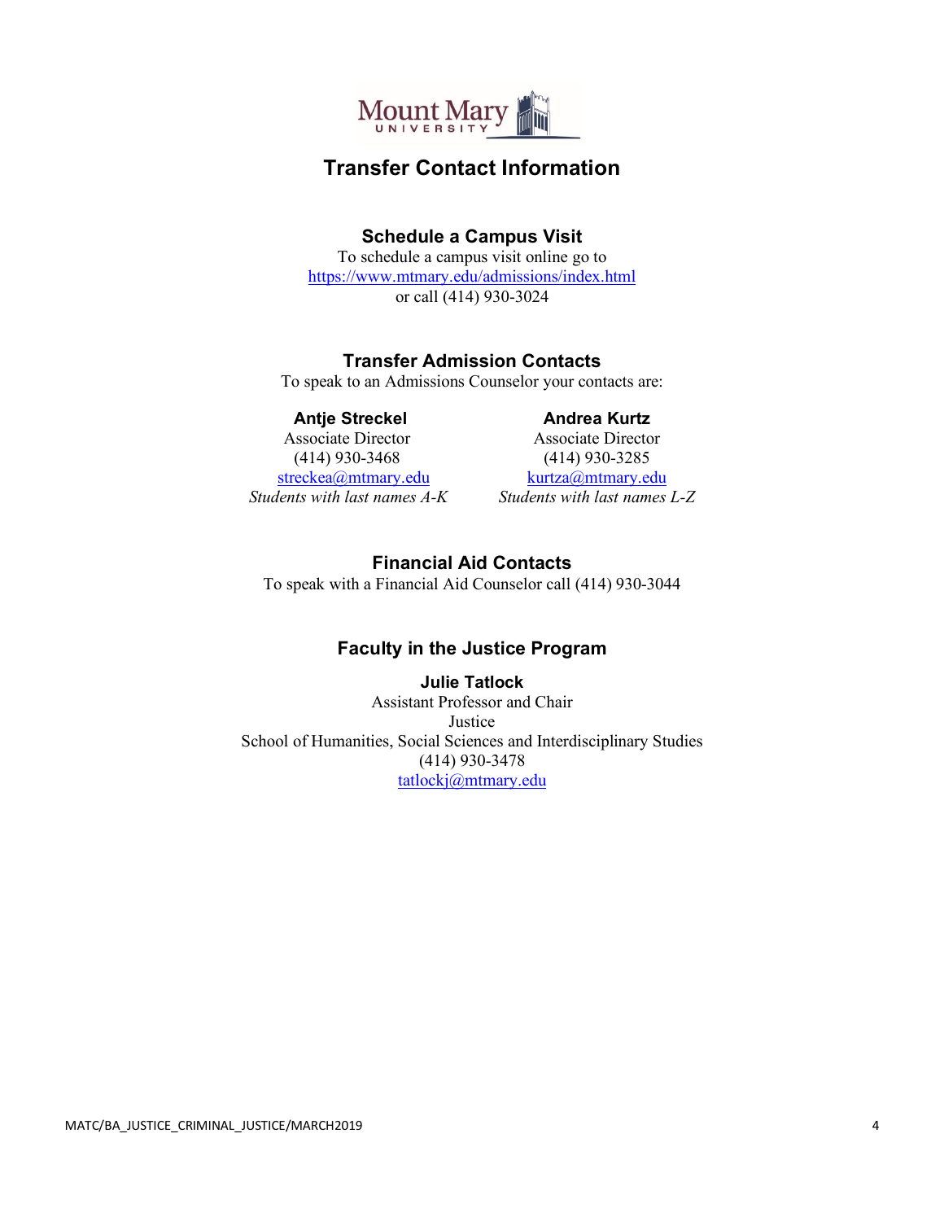Mount Mary University

# Transfer Contact Information

## Schedule a Campus Visit

To schedule a campus visit online go to
https://www.mtmary.edu/admissions/index.html
or call (414) 930-3024

## Transfer Admission Contacts

To speak to an Admissions Counselor your contacts are:

**Antje Streckel**
Associate Director
(414) 930-3468
streckea@mtmary.edu
*Students with last names A-K*

**Andrea Kurtz**
Associate Director
(414) 930-3285
kurtza@mtmary.edu
*Students with last names L-Z*

## Financial Aid Contacts

To speak with a Financial Aid Counselor call (414) 930-3044

## Faculty in the Justice Program

**Julie Tatlock**
Assistant Professor and Chair
Justice
School of Humanities, Social Sciences and Interdisciplinary Studies
(414) 930-3478
tatlockj@mtmary.edu

MATC/BA_JUSTICE_CRIMINAL_JUSTICE/MARCH2019